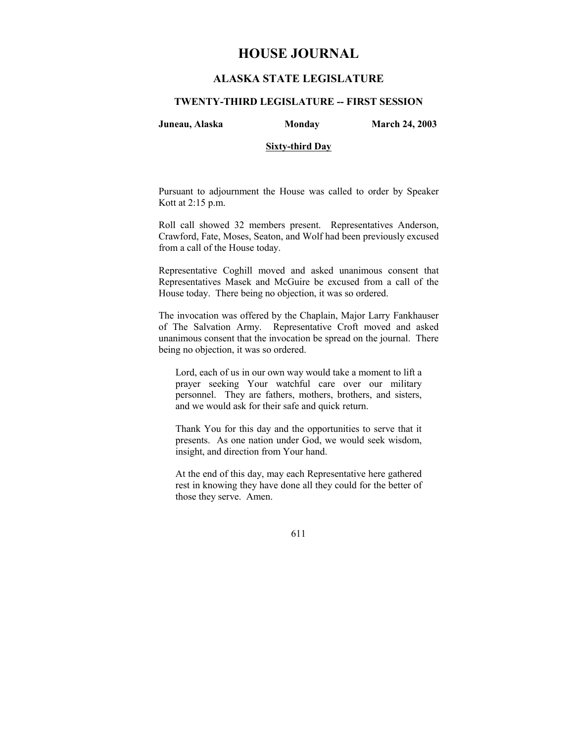# HOUSE JOURNAL

## ALASKA STATE LEGISLATURE

### TWENTY-THIRD LEGISLATURE -- FIRST SESSION

**Juneau, Alaska** **Monday** **March 24, 2003**

**Sixty-third Day**

Pursuant to adjournment the House was called to order by Speaker Kott at 2:15 p.m.

Roll call showed 32 members present. Representatives Anderson, Crawford, Fate, Moses, Seaton, and Wolf had been previously excused from a call of the House today.

Representative Coghill moved and asked unanimous consent that Representatives Masek and McGuire be excused from a call of the House today. There being no objection, it was so ordered.

The invocation was offered by the Chaplain, Major Larry Fankhauser of The Salvation Army. Representative Croft moved and asked unanimous consent that the invocation be spread on the journal. There being no objection, it was so ordered.

> Lord, each of us in our own way would take a moment to lift a prayer seeking Your watchful care over our military personnel. They are fathers, mothers, brothers, and sisters, and we would ask for their safe and quick return.
>
> Thank You for this day and the opportunities to serve that it presents. As one nation under God, we would seek wisdom, insight, and direction from Your hand.
>
> At the end of this day, may each Representative here gathered rest in knowing they have done all they could for the better of those they serve. Amen.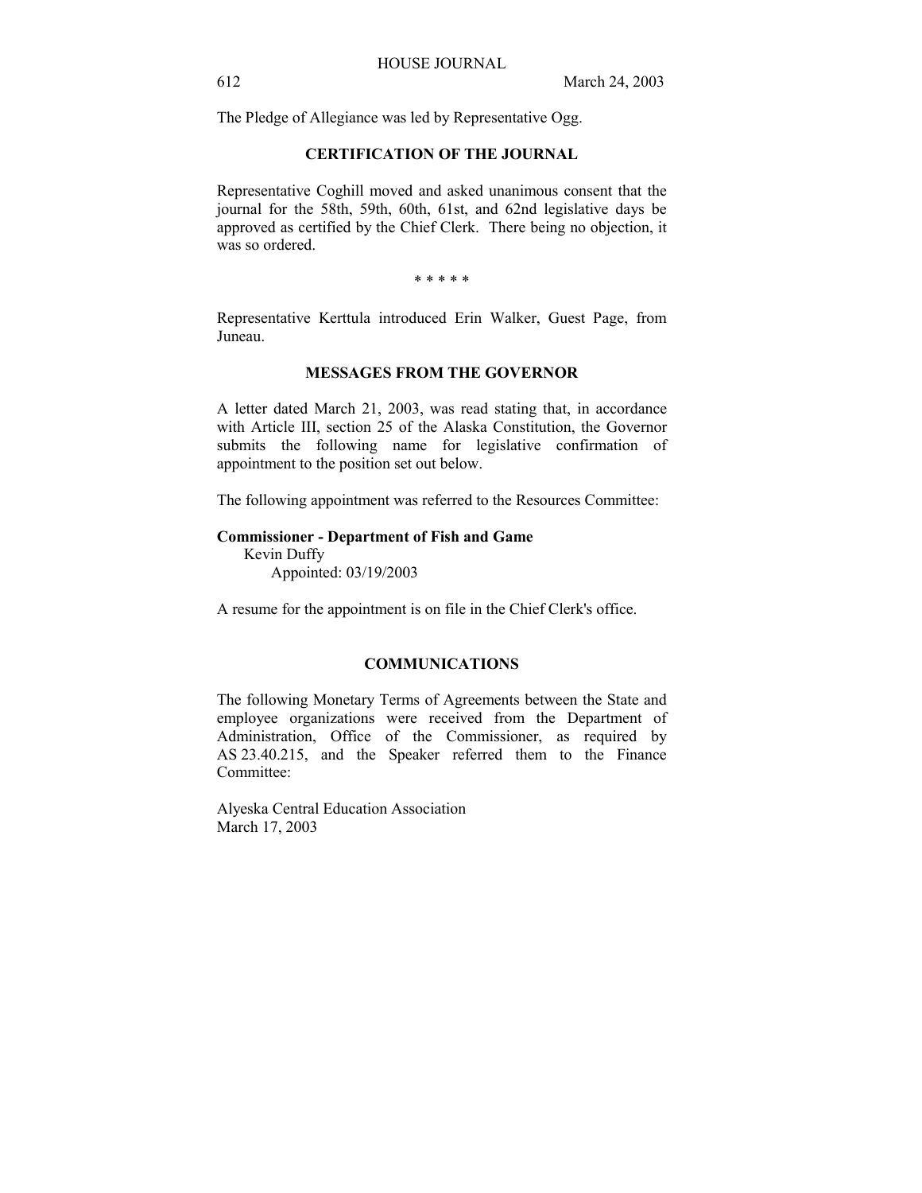The Pledge of Allegiance was led by Representative Ogg.

## CERTIFICATION OF THE JOURNAL

Representative Coghill moved and asked unanimous consent that the journal for the 58th, 59th, 60th, 61st, and 62nd legislative days be approved as certified by the Chief Clerk. There being no objection, it was so ordered.

* * * * *

Representative Kerttula introduced Erin Walker, Guest Page, from Juneau.

## MESSAGES FROM THE GOVERNOR

A letter dated March 21, 2003, was read stating that, in accordance with Article III, section 25 of the Alaska Constitution, the Governor submits the following name for legislative confirmation of appointment to the position set out below.

The following appointment was referred to the Resources Committee:

**Commissioner - Department of Fish and Game**
Kevin Duffy
Appointed: 03/19/2003

A resume for the appointment is on file in the Chief Clerk's office.

## COMMUNICATIONS

The following Monetary Terms of Agreements between the State and employee organizations were received from the Department of Administration, Office of the Commissioner, as required by AS 23.40.215, and the Speaker referred them to the Finance Committee:

Alyeska Central Education Association
March 17, 2003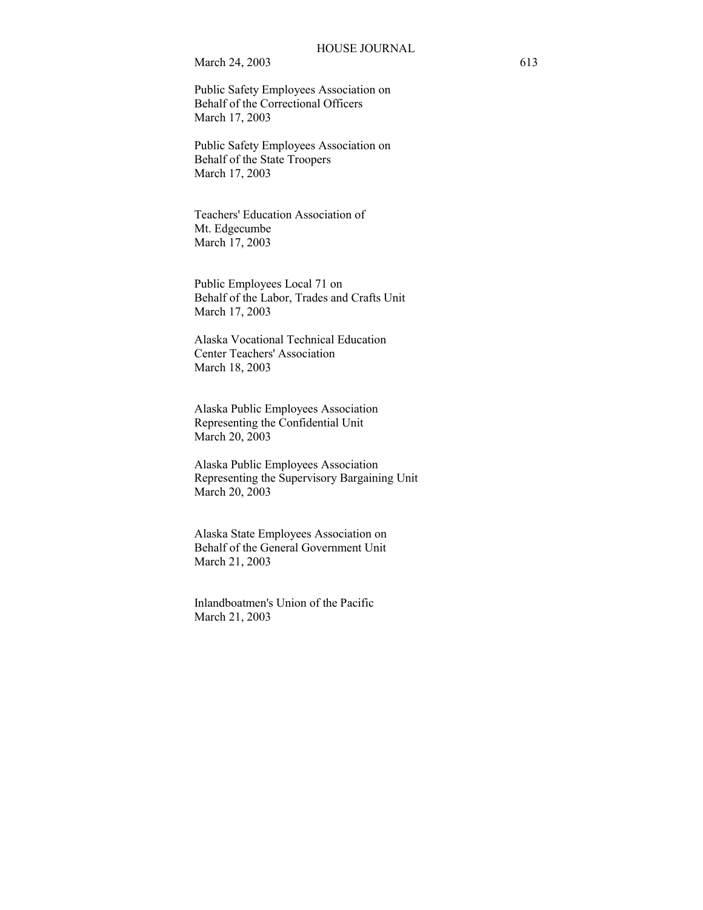Public Safety Employees Association on
Behalf of the Correctional Officers
March 17, 2003

Public Safety Employees Association on
Behalf of the State Troopers
March 17, 2003

Teachers' Education Association of
Mt. Edgecumbe
March 17, 2003

Public Employees Local 71 on
Behalf of the Labor, Trades and Crafts Unit
March 17, 2003

Alaska Vocational Technical Education
Center Teachers' Association
March 18, 2003

Alaska Public Employees Association
Representing the Confidential Unit
March 20, 2003

Alaska Public Employees Association
Representing the Supervisory Bargaining Unit
March 20, 2003

Alaska State Employees Association on
Behalf of the General Government Unit
March 21, 2003

Inlandboatmen's Union of the Pacific
March 21, 2003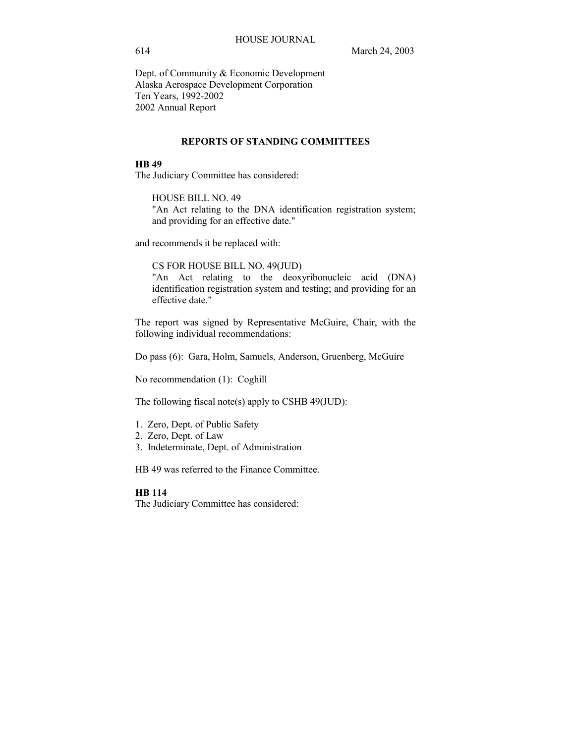Dept. of Community & Economic Development
Alaska Aerospace Development Corporation
Ten Years, 1992-2002
2002 Annual Report

## REPORTS OF STANDING COMMITTEES

**HB 49**
The Judiciary Committee has considered:

HOUSE BILL NO. 49
"An Act relating to the DNA identification registration system; and providing for an effective date."

and recommends it be replaced with:

CS FOR HOUSE BILL NO. 49(JUD)
"An Act relating to the deoxyribonucleic acid (DNA) identification registration system and testing; and providing for an effective date."

The report was signed by Representative McGuire, Chair, with the following individual recommendations:

Do pass (6): Gara, Holm, Samuels, Anderson, Gruenberg, McGuire

No recommendation (1): Coghill

The following fiscal note(s) apply to CSHB 49(JUD):

1. Zero, Dept. of Public Safety
2. Zero, Dept. of Law
3. Indeterminate, Dept. of Administration

HB 49 was referred to the Finance Committee.

**HB 114**
The Judiciary Committee has considered: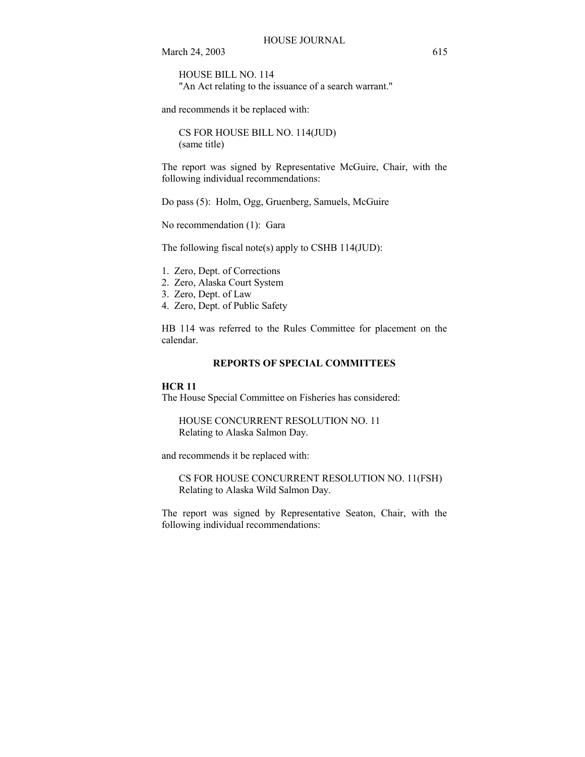HOUSE BILL NO. 114
"An Act relating to the issuance of a search warrant."

and recommends it be replaced with:

CS FOR HOUSE BILL NO. 114(JUD)
(same title)

The report was signed by Representative McGuire, Chair, with the following individual recommendations:

Do pass (5): Holm, Ogg, Gruenberg, Samuels, McGuire

No recommendation (1): Gara

The following fiscal note(s) apply to CSHB 114(JUD):

1. Zero, Dept. of Corrections
2. Zero, Alaska Court System
3. Zero, Dept. of Law
4. Zero, Dept. of Public Safety

HB 114 was referred to the Rules Committee for placement on the calendar.

## REPORTS OF SPECIAL COMMITTEES

**HCR 11**
The House Special Committee on Fisheries has considered:

HOUSE CONCURRENT RESOLUTION NO. 11
Relating to Alaska Salmon Day.

and recommends it be replaced with:

CS FOR HOUSE CONCURRENT RESOLUTION NO. 11(FSH)
Relating to Alaska Wild Salmon Day.

The report was signed by Representative Seaton, Chair, with the following individual recommendations: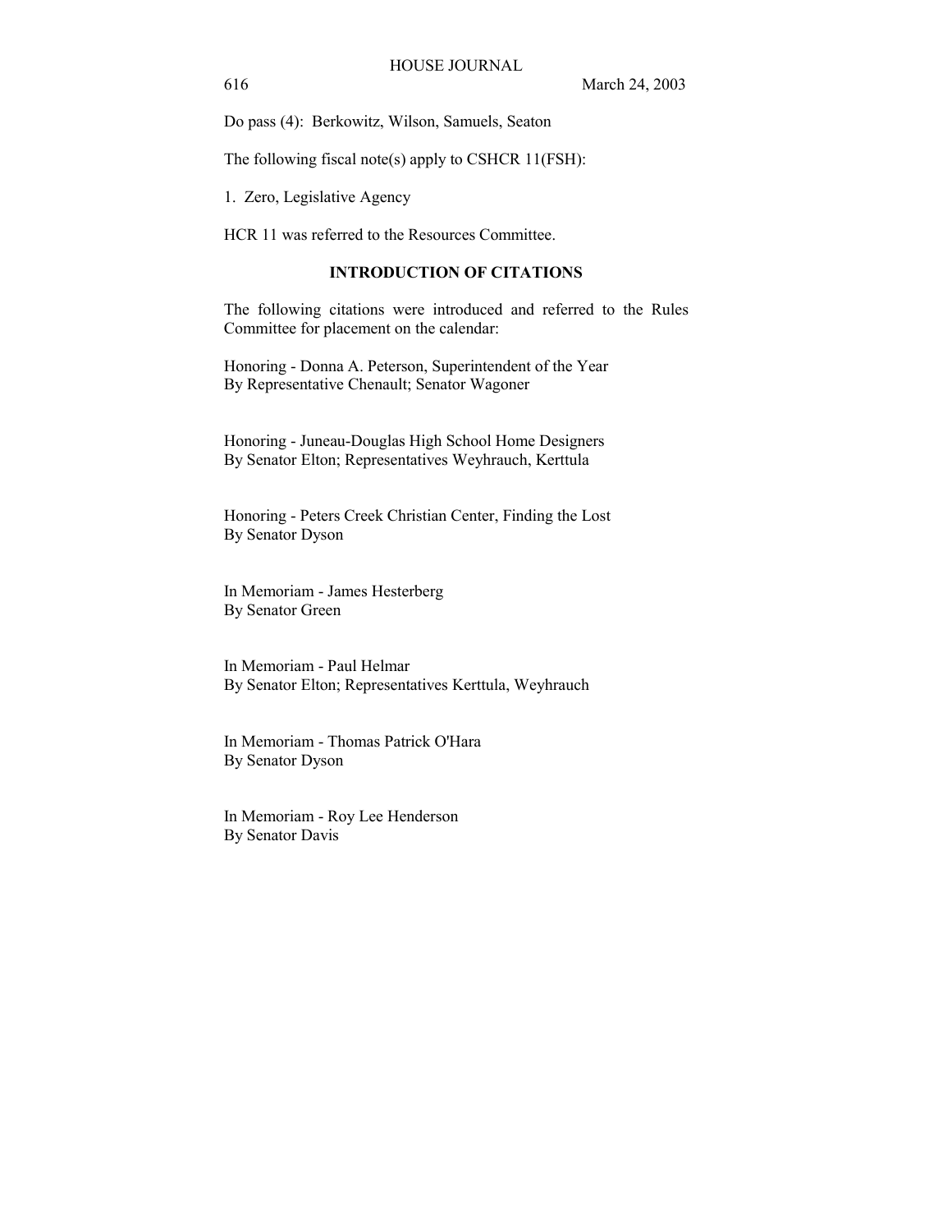Do pass (4): Berkowitz, Wilson, Samuels, Seaton

The following fiscal note(s) apply to CSHCR 11(FSH):

1. Zero, Legislative Agency

HCR 11 was referred to the Resources Committee.

## INTRODUCTION OF CITATIONS

The following citations were introduced and referred to the Rules Committee for placement on the calendar:

Honoring - Donna A. Peterson, Superintendent of the Year
By Representative Chenault; Senator Wagoner

Honoring - Juneau-Douglas High School Home Designers
By Senator Elton; Representatives Weyhrauch, Kerttula

Honoring - Peters Creek Christian Center, Finding the Lost
By Senator Dyson

In Memoriam - James Hesterberg
By Senator Green

In Memoriam - Paul Helmar
By Senator Elton; Representatives Kerttula, Weyhrauch

In Memoriam - Thomas Patrick O'Hara
By Senator Dyson

In Memoriam - Roy Lee Henderson
By Senator Davis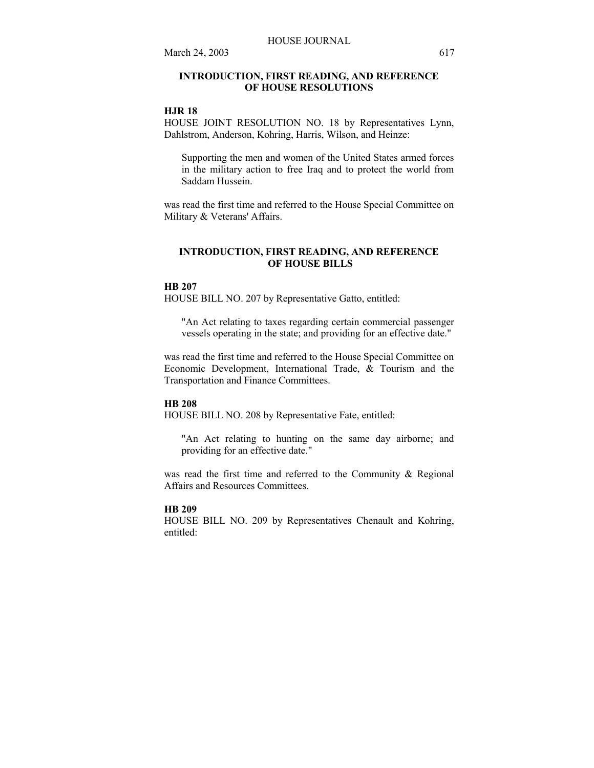## INTRODUCTION, FIRST READING, AND REFERENCE OF HOUSE RESOLUTIONS

**HJR 18**

HOUSE JOINT RESOLUTION NO. 18 by Representatives Lynn, Dahlstrom, Anderson, Kohring, Harris, Wilson, and Heinze:

> Supporting the men and women of the United States armed forces in the military action to free Iraq and to protect the world from Saddam Hussein.

was read the first time and referred to the House Special Committee on Military & Veterans' Affairs.

## INTRODUCTION, FIRST READING, AND REFERENCE OF HOUSE BILLS

**HB 207**

HOUSE BILL NO. 207 by Representative Gatto, entitled:

> "An Act relating to taxes regarding certain commercial passenger vessels operating in the state; and providing for an effective date."

was read the first time and referred to the House Special Committee on Economic Development, International Trade, & Tourism and the Transportation and Finance Committees.

**HB 208**

HOUSE BILL NO. 208 by Representative Fate, entitled:

> "An Act relating to hunting on the same day airborne; and providing for an effective date."

was read the first time and referred to the Community & Regional Affairs and Resources Committees.

**HB 209**

HOUSE BILL NO. 209 by Representatives Chenault and Kohring, entitled: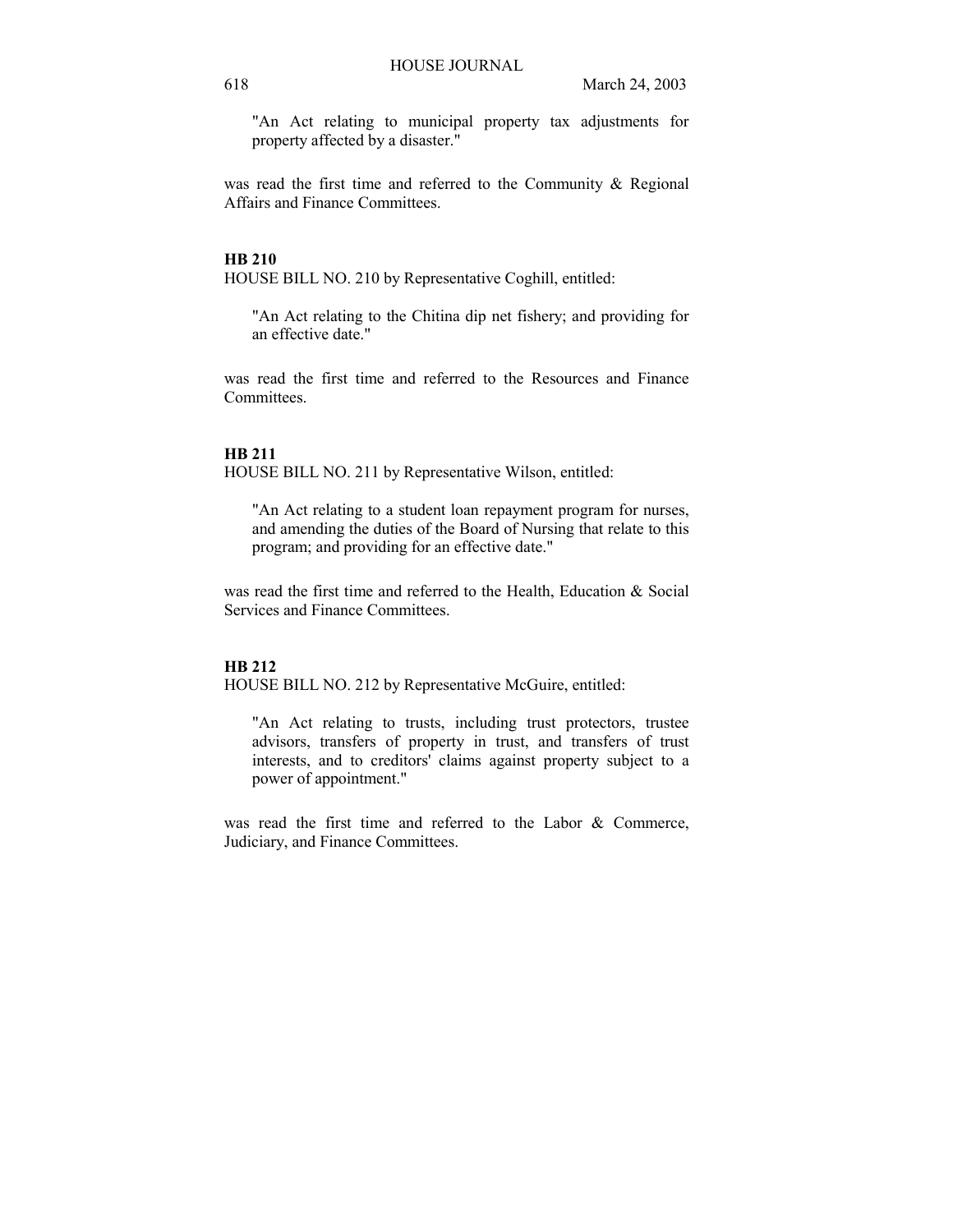"An Act relating to municipal property tax adjustments for property affected by a disaster."

was read the first time and referred to the Community & Regional Affairs and Finance Committees.

**HB 210**

HOUSE BILL NO. 210 by Representative Coghill, entitled:

"An Act relating to the Chitina dip net fishery; and providing for an effective date."

was read the first time and referred to the Resources and Finance Committees.

**HB 211**

HOUSE BILL NO. 211 by Representative Wilson, entitled:

"An Act relating to a student loan repayment program for nurses, and amending the duties of the Board of Nursing that relate to this program; and providing for an effective date."

was read the first time and referred to the Health, Education & Social Services and Finance Committees.

**HB 212**

HOUSE BILL NO. 212 by Representative McGuire, entitled:

"An Act relating to trusts, including trust protectors, trustee advisors, transfers of property in trust, and transfers of trust interests, and to creditors' claims against property subject to a power of appointment."

was read the first time and referred to the Labor & Commerce, Judiciary, and Finance Committees.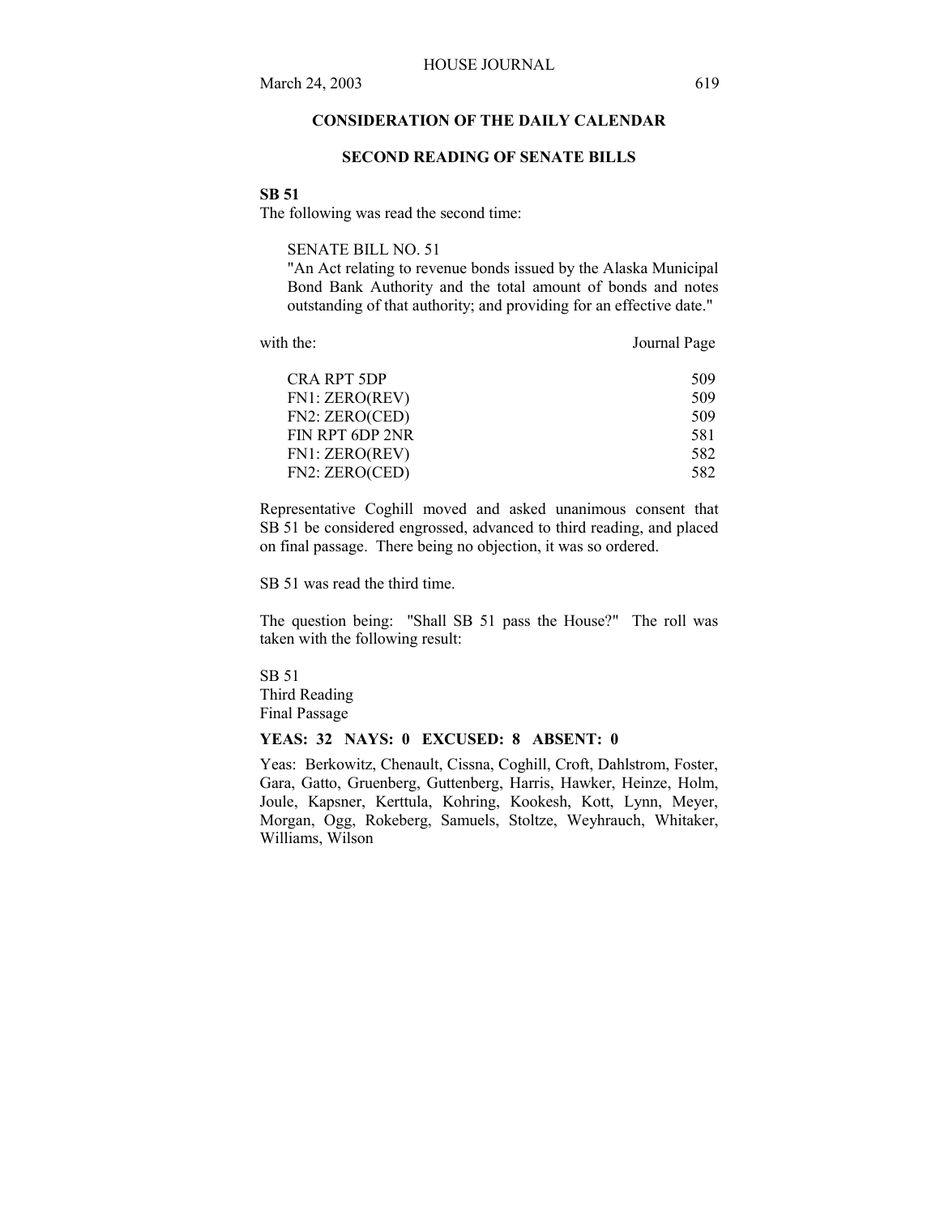## CONSIDERATION OF THE DAILY CALENDAR

### SECOND READING OF SENATE BILLS

**SB 51**

The following was read the second time:

> SENATE BILL NO. 51
> "An Act relating to revenue bonds issued by the Alaska Municipal Bond Bank Authority and the total amount of bonds and notes outstanding of that authority; and providing for an effective date."

| with the: | Journal Page |
| --- | --- |
| CRA RPT 5DP | 509 |
| FN1: ZERO(REV) | 509 |
| FN2: ZERO(CED) | 509 |
| FIN RPT 6DP 2NR | 581 |
| FN1: ZERO(REV) | 582 |
| FN2: ZERO(CED) | 582 |

Representative Coghill moved and asked unanimous consent that SB 51 be considered engrossed, advanced to third reading, and placed on final passage. There being no objection, it was so ordered.

SB 51 was read the third time.

The question being: "Shall SB 51 pass the House?" The roll was taken with the following result:

SB 51
Third Reading
Final Passage

**YEAS: 32 NAYS: 0 EXCUSED: 8 ABSENT: 0**

Yeas: Berkowitz, Chenault, Cissna, Coghill, Croft, Dahlstrom, Foster, Gara, Gatto, Gruenberg, Guttenberg, Harris, Hawker, Heinze, Holm, Joule, Kapsner, Kerttula, Kohring, Kookesh, Kott, Lynn, Meyer, Morgan, Ogg, Rokeberg, Samuels, Stoltze, Weyhrauch, Whitaker, Williams, Wilson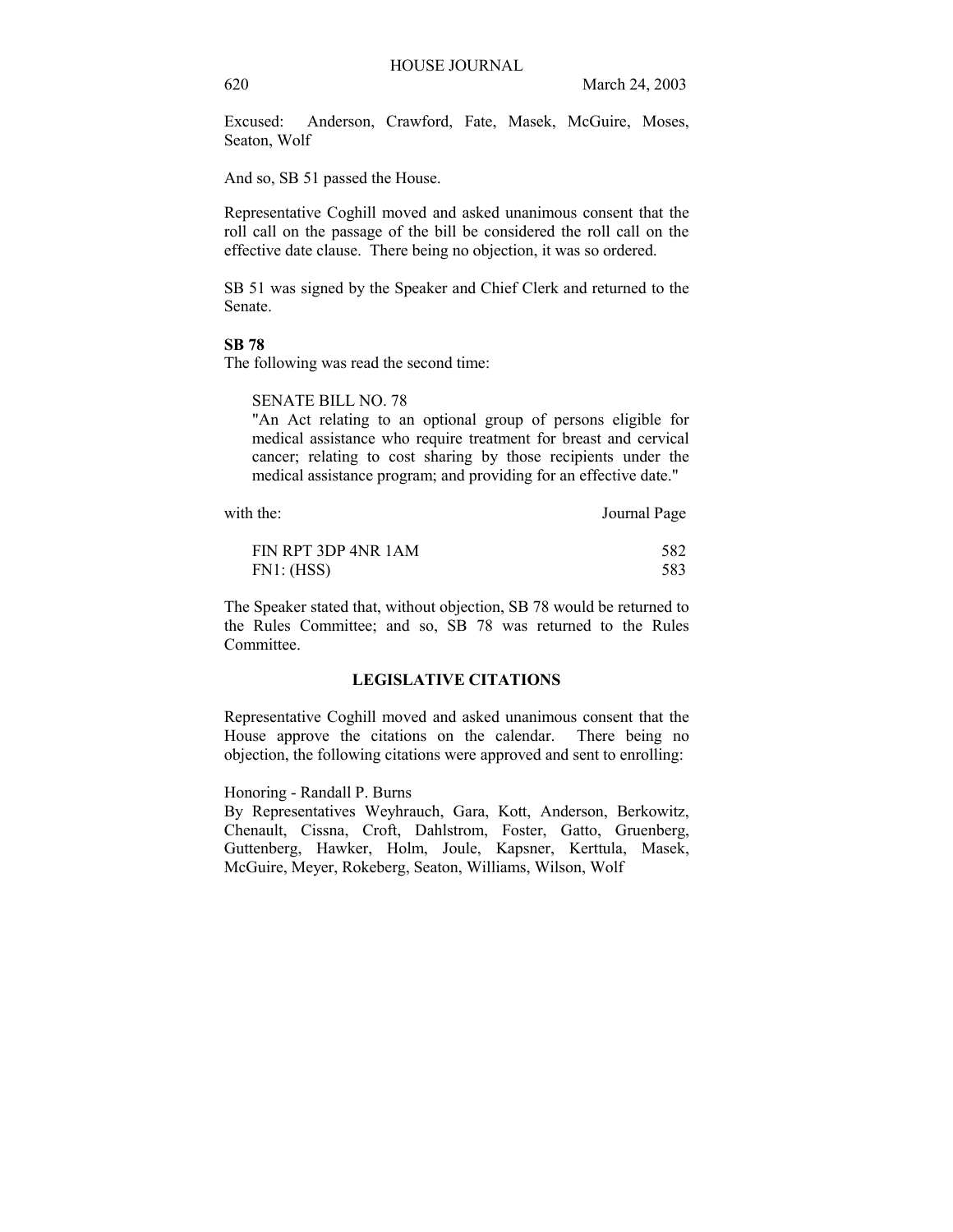Excused: Anderson, Crawford, Fate, Masek, McGuire, Moses, Seaton, Wolf

And so, SB 51 passed the House.

Representative Coghill moved and asked unanimous consent that the roll call on the passage of the bill be considered the roll call on the effective date clause. There being no objection, it was so ordered.

SB 51 was signed by the Speaker and Chief Clerk and returned to the Senate.

**SB 78**

The following was read the second time:

SENATE BILL NO. 78
"An Act relating to an optional group of persons eligible for medical assistance who require treatment for breast and cervical cancer; relating to cost sharing by those recipients under the medical assistance program; and providing for an effective date."

| with the: | Journal Page |
|---|---|
| FIN RPT 3DP 4NR 1AM | 582 |
| FN1: (HSS) | 583 |

The Speaker stated that, without objection, SB 78 would be returned to the Rules Committee; and so, SB 78 was returned to the Rules Committee.

## LEGISLATIVE CITATIONS

Representative Coghill moved and asked unanimous consent that the House approve the citations on the calendar. There being no objection, the following citations were approved and sent to enrolling:

Honoring - Randall P. Burns
By Representatives Weyhrauch, Gara, Kott, Anderson, Berkowitz, Chenault, Cissna, Croft, Dahlstrom, Foster, Gatto, Gruenberg, Guttenberg, Hawker, Holm, Joule, Kapsner, Kerttula, Masek, McGuire, Meyer, Rokeberg, Seaton, Williams, Wilson, Wolf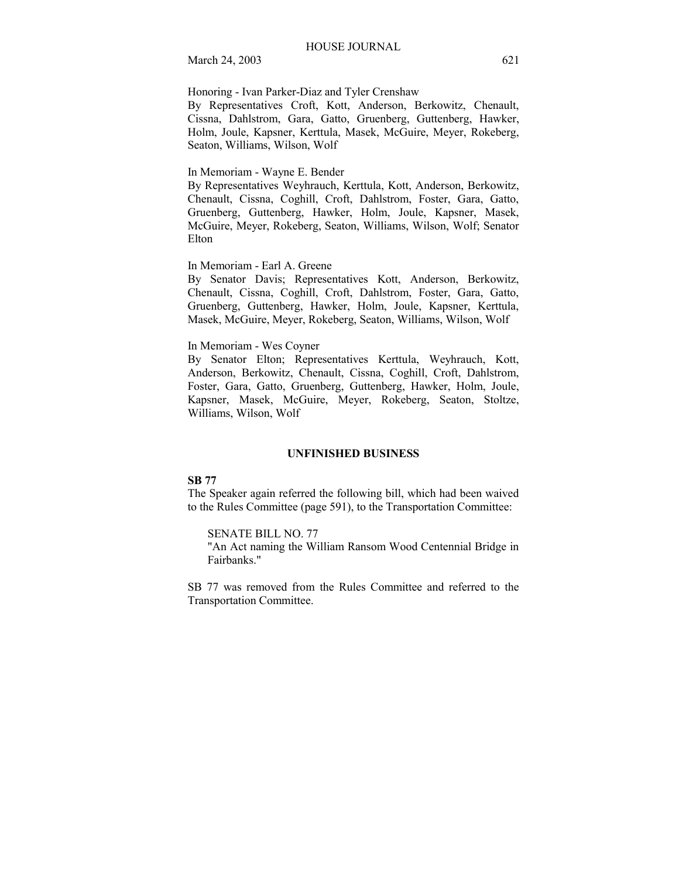Honoring - Ivan Parker-Diaz and Tyler Crenshaw
By Representatives Croft, Kott, Anderson, Berkowitz, Chenault, Cissna, Dahlstrom, Gara, Gatto, Gruenberg, Guttenberg, Hawker, Holm, Joule, Kapsner, Kerttula, Masek, McGuire, Meyer, Rokeberg, Seaton, Williams, Wilson, Wolf

In Memoriam - Wayne E. Bender
By Representatives Weyhrauch, Kerttula, Kott, Anderson, Berkowitz, Chenault, Cissna, Coghill, Croft, Dahlstrom, Foster, Gara, Gatto, Gruenberg, Guttenberg, Hawker, Holm, Joule, Kapsner, Masek, McGuire, Meyer, Rokeberg, Seaton, Williams, Wilson, Wolf; Senator Elton

In Memoriam - Earl A. Greene
By Senator Davis; Representatives Kott, Anderson, Berkowitz, Chenault, Cissna, Coghill, Croft, Dahlstrom, Foster, Gara, Gatto, Gruenberg, Guttenberg, Hawker, Holm, Joule, Kapsner, Kerttula, Masek, McGuire, Meyer, Rokeberg, Seaton, Williams, Wilson, Wolf

In Memoriam - Wes Coyner
By Senator Elton; Representatives Kerttula, Weyhrauch, Kott, Anderson, Berkowitz, Chenault, Cissna, Coghill, Croft, Dahlstrom, Foster, Gara, Gatto, Gruenberg, Guttenberg, Hawker, Holm, Joule, Kapsner, Masek, McGuire, Meyer, Rokeberg, Seaton, Stoltze, Williams, Wilson, Wolf

## UNFINISHED BUSINESS

**SB 77**

The Speaker again referred the following bill, which had been waived to the Rules Committee (page 591), to the Transportation Committee:

SENATE BILL NO. 77
"An Act naming the William Ransom Wood Centennial Bridge in Fairbanks."

SB 77 was removed from the Rules Committee and referred to the Transportation Committee.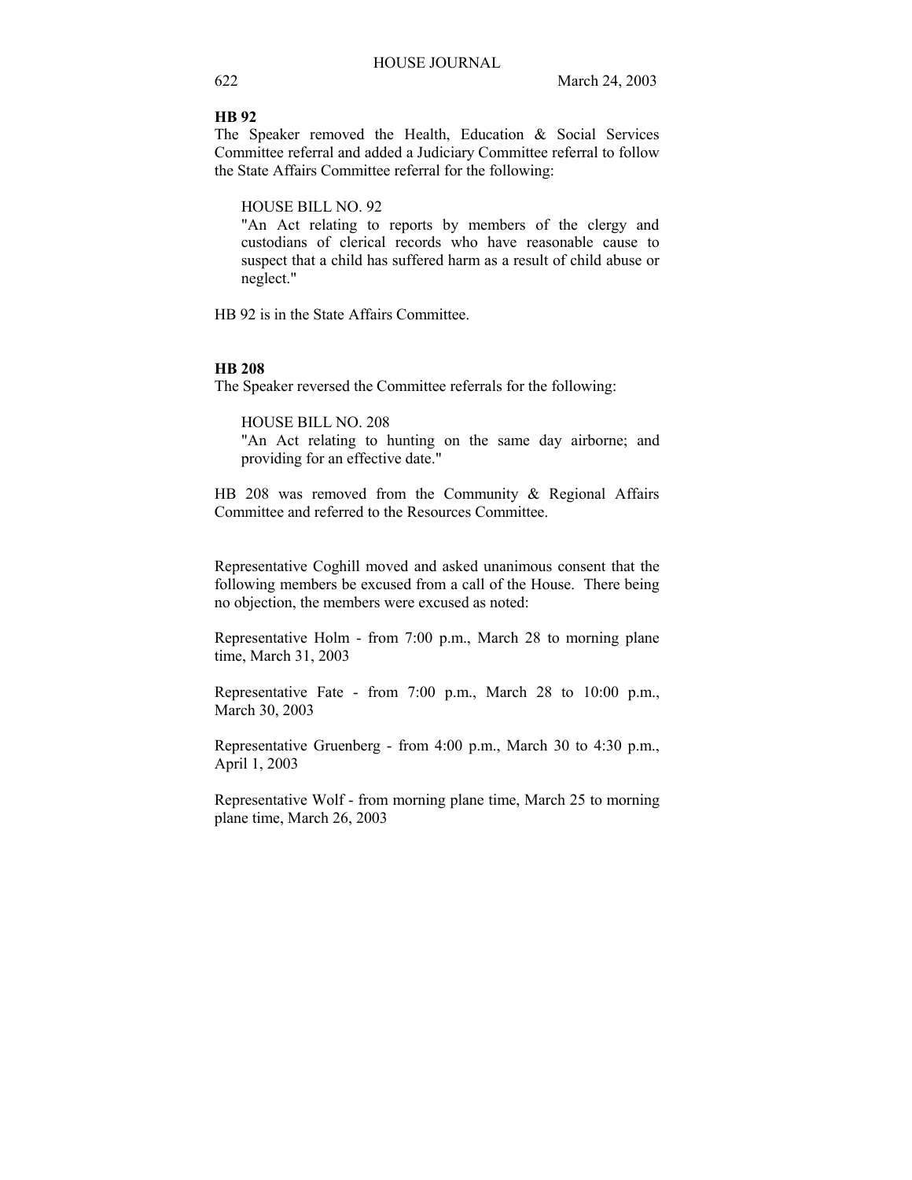**HB 92**

The Speaker removed the Health, Education & Social Services Committee referral and added a Judiciary Committee referral to follow the State Affairs Committee referral for the following:

HOUSE BILL NO. 92
"An Act relating to reports by members of the clergy and custodians of clerical records who have reasonable cause to suspect that a child has suffered harm as a result of child abuse or neglect."

HB 92 is in the State Affairs Committee.

**HB 208**

The Speaker reversed the Committee referrals for the following:

HOUSE BILL NO. 208
"An Act relating to hunting on the same day airborne; and providing for an effective date."

HB 208 was removed from the Community & Regional Affairs Committee and referred to the Resources Committee.

Representative Coghill moved and asked unanimous consent that the following members be excused from a call of the House. There being no objection, the members were excused as noted:

Representative Holm - from 7:00 p.m., March 28 to morning plane time, March 31, 2003

Representative Fate - from 7:00 p.m., March 28 to 10:00 p.m., March 30, 2003

Representative Gruenberg - from 4:00 p.m., March 30 to 4:30 p.m., April 1, 2003

Representative Wolf - from morning plane time, March 25 to morning plane time, March 26, 2003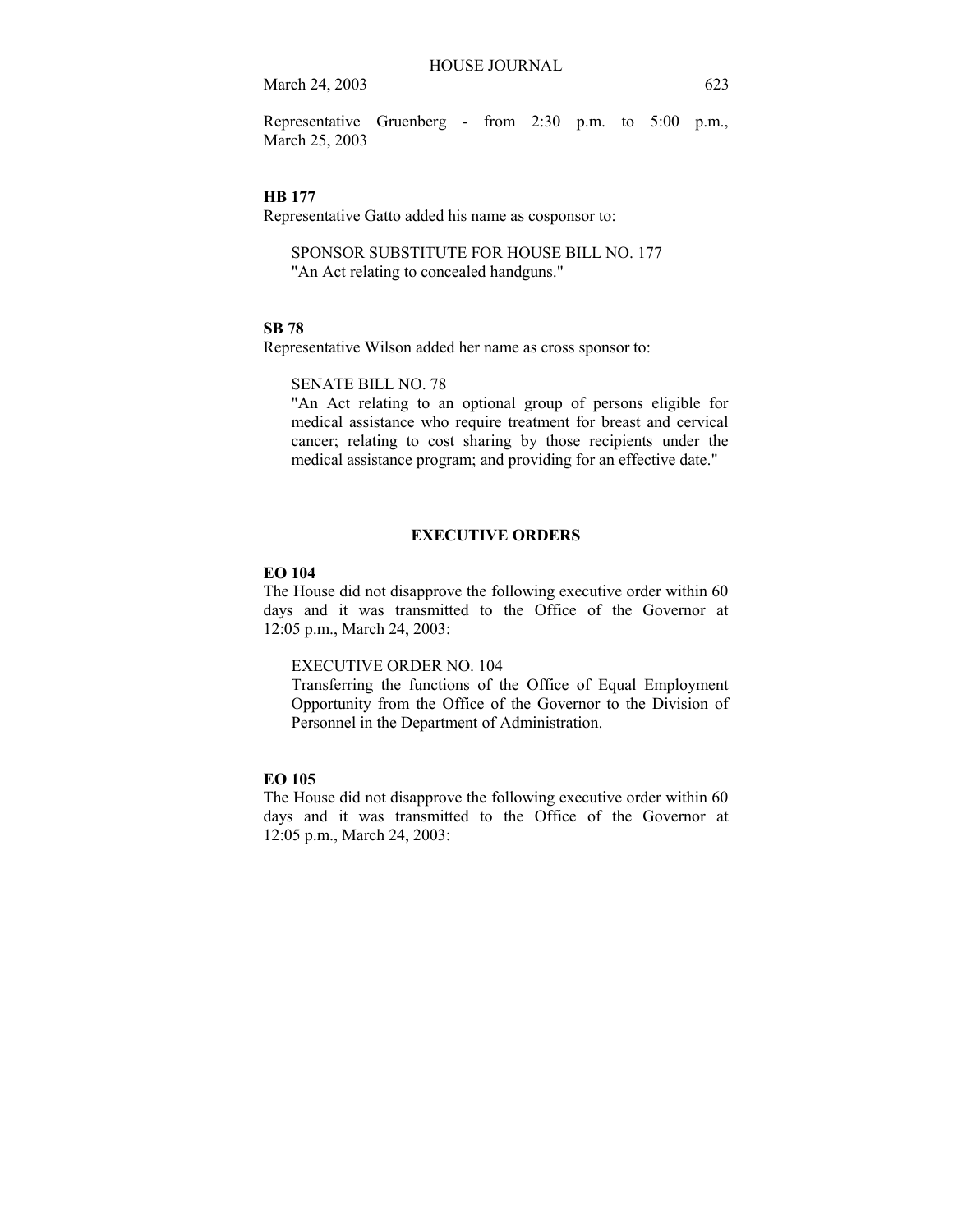Representative Gruenberg - from 2:30 p.m. to 5:00 p.m., March 25, 2003

**HB 177**

Representative Gatto added his name as cosponsor to:

> SPONSOR SUBSTITUTE FOR HOUSE BILL NO. 177
> "An Act relating to concealed handguns."

**SB 78**

Representative Wilson added her name as cross sponsor to:

> SENATE BILL NO. 78
> "An Act relating to an optional group of persons eligible for medical assistance who require treatment for breast and cervical cancer; relating to cost sharing by those recipients under the medical assistance program; and providing for an effective date."

## EXECUTIVE ORDERS

**EO 104**

The House did not disapprove the following executive order within 60 days and it was transmitted to the Office of the Governor at 12:05 p.m., March 24, 2003:

> EXECUTIVE ORDER NO. 104
> Transferring the functions of the Office of Equal Employment Opportunity from the Office of the Governor to the Division of Personnel in the Department of Administration.

**EO 105**

The House did not disapprove the following executive order within 60 days and it was transmitted to the Office of the Governor at 12:05 p.m., March 24, 2003: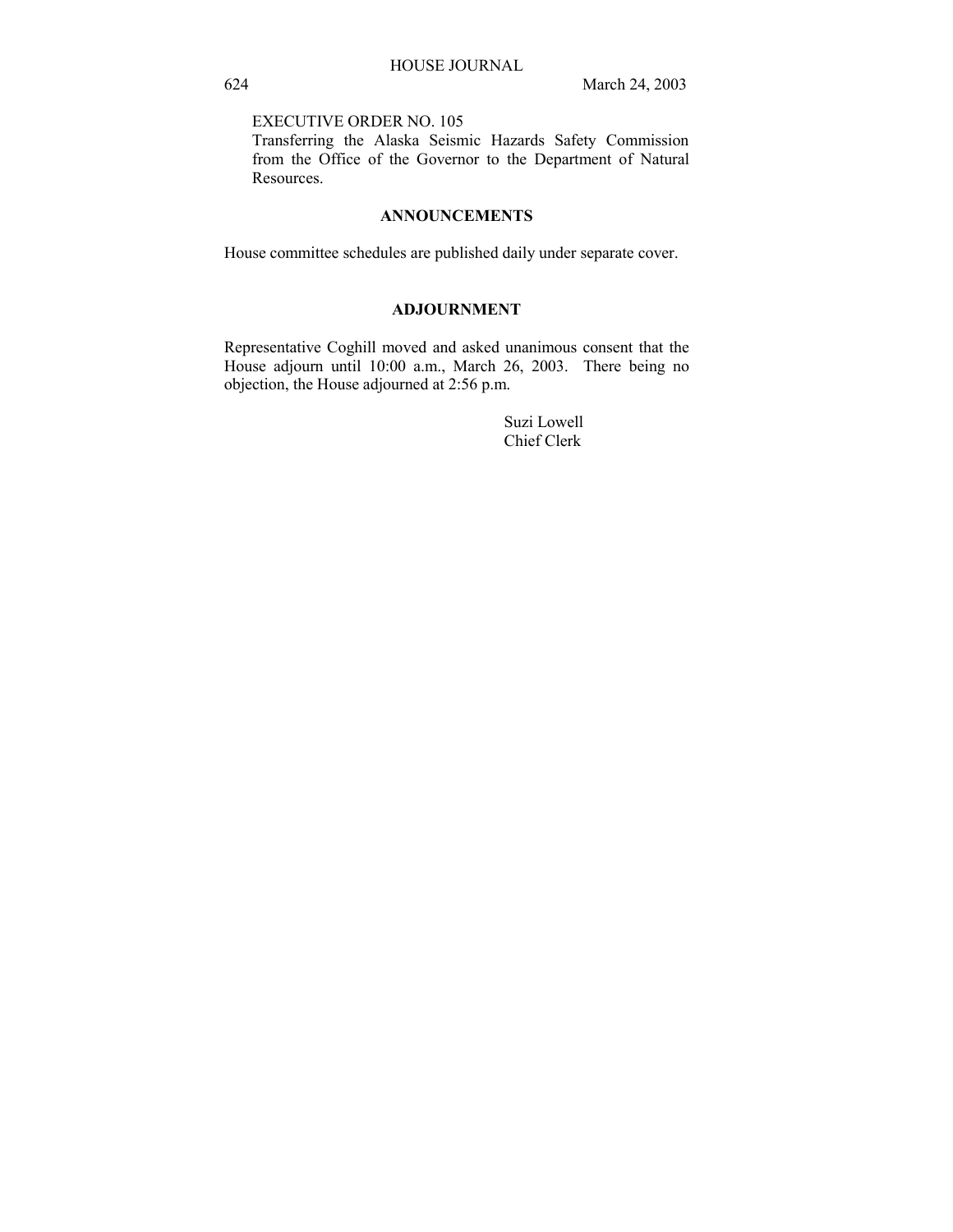EXECUTIVE ORDER NO. 105
Transferring the Alaska Seismic Hazards Safety Commission from the Office of the Governor to the Department of Natural Resources.

## ANNOUNCEMENTS

House committee schedules are published daily under separate cover.

## ADJOURNMENT

Representative Coghill moved and asked unanimous consent that the House adjourn until 10:00 a.m., March 26, 2003. There being no objection, the House adjourned at 2:56 p.m.

Suzi Lowell
Chief Clerk